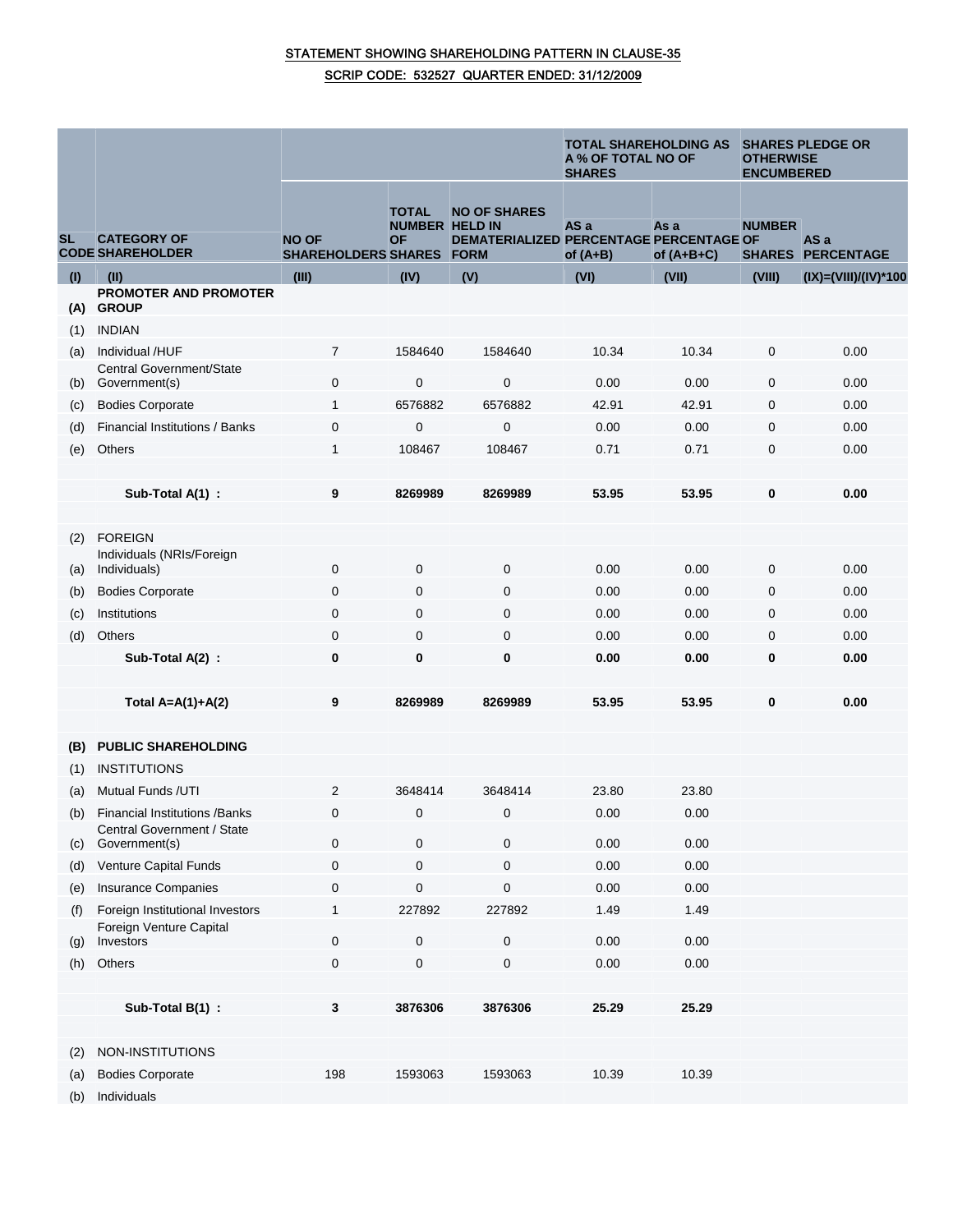# STATEMENT SHOWING SHAREHOLDING PATTERN IN CLAUSE-35

## SCRIP CODE: 532527 QUARTER ENDED: 31/12/2009

| SL CODE | CATEGORY OF SHAREHOLDER | NO OF SHAREHOLDERS | TOTAL NUMBER OF SHARES | NO OF SHARES HELD IN DEMATERIALIZED FORM | TOTAL SHAREHOLDING AS A % OF TOTAL NO OF SHARES | | SHARES PLEDGE OR OTHERWISE ENCUMBERED | |
|---|---|---|---|---|---|---|---|---|
| | | | | | AS a PERCENTAGE of (A+B) | As a PERCENTAGE of (A+B+C) | NUMBER OF SHARES | AS a PERCENTAGE |
| (I) | (II) | (III) | (IV) | (V) | (VI) | (VII) | (VIII) | (IX)=(VIII)/(IV)*100 |
| (A) | PROMOTER AND PROMOTER GROUP | | | | | | | |
| (1) | INDIAN | | | | | | | |
| (a) | Individual /HUF | 7 | 1584640 | 1584640 | 10.34 | 10.34 | 0 | 0.00 |
| (b) | Central Government/State Government(s) | 0 | 0 | 0 | 0.00 | 0.00 | 0 | 0.00 |
| (c) | Bodies Corporate | 1 | 6576882 | 6576882 | 42.91 | 42.91 | 0 | 0.00 |
| (d) | Financial Institutions / Banks | 0 | 0 | 0 | 0.00 | 0.00 | 0 | 0.00 |
| (e) | Others | 1 | 108467 | 108467 | 0.71 | 0.71 | 0 | 0.00 |
| | **Sub-Total A(1) :** | **9** | **8269989** | **8269989** | **53.95** | **53.95** | **0** | **0.00** |
| (2) | FOREIGN | | | | | | | |
| (a) | Individuals (NRIs/Foreign Individuals) | 0 | 0 | 0 | 0.00 | 0.00 | 0 | 0.00 |
| (b) | Bodies Corporate | 0 | 0 | 0 | 0.00 | 0.00 | 0 | 0.00 |
| (c) | Institutions | 0 | 0 | 0 | 0.00 | 0.00 | 0 | 0.00 |
| (d) | Others | 0 | 0 | 0 | 0.00 | 0.00 | 0 | 0.00 |
| | **Sub-Total A(2) :** | **0** | **0** | **0** | **0.00** | **0.00** | **0** | **0.00** |
| | **Total A=A(1)+A(2)** | **9** | **8269989** | **8269989** | **53.95** | **53.95** | **0** | **0.00** |
| (B) | PUBLIC SHAREHOLDING | | | | | | | |
| (1) | INSTITUTIONS | | | | | | | |
| (a) | Mutual Funds /UTI | 2 | 3648414 | 3648414 | 23.80 | 23.80 | | |
| (b) | Financial Institutions /Banks | 0 | 0 | 0 | 0.00 | 0.00 | | |
| (c) | Central Government / State Government(s) | 0 | 0 | 0 | 0.00 | 0.00 | | |
| (d) | Venture Capital Funds | 0 | 0 | 0 | 0.00 | 0.00 | | |
| (e) | Insurance Companies | 0 | 0 | 0 | 0.00 | 0.00 | | |
| (f) | Foreign Institutional Investors | 1 | 227892 | 227892 | 1.49 | 1.49 | | |
| (g) | Foreign Venture Capital Investors | 0 | 0 | 0 | 0.00 | 0.00 | | |
| (h) | Others | 0 | 0 | 0 | 0.00 | 0.00 | | |
| | **Sub-Total B(1) :** | **3** | **3876306** | **3876306** | **25.29** | **25.29** | | |
| (2) | NON-INSTITUTIONS | | | | | | | |
| (a) | Bodies Corporate | 198 | 1593063 | 1593063 | 10.39 | 10.39 | | |
| (b) | Individuals | | | | | | | |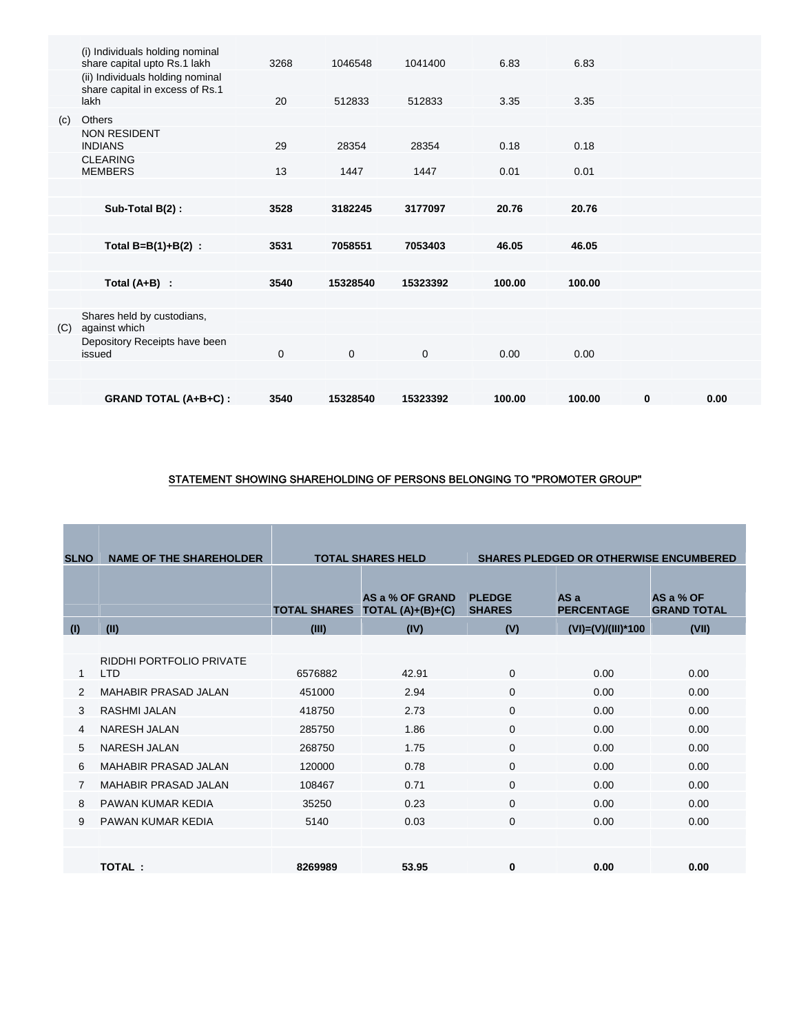|  |  |  |  |  |  |  |  |  |
|---|---|---|---|---|---|---|---|---|
|  | (i) Individuals holding nominal share capital upto Rs.1 lakh | 3268 | 1046548 | 1041400 | 6.83 | 6.83 |  |  |
|  | (ii) Individuals holding nominal share capital in excess of Rs.1 lakh | 20 | 512833 | 512833 | 3.35 | 3.35 |  |  |
| (c) | Others |  |  |  |  |  |  |  |
|  | NON RESIDENT INDIANS | 29 | 28354 | 28354 | 0.18 | 0.18 |  |  |
|  | CLEARING MEMBERS | 13 | 1447 | 1447 | 0.01 | 0.01 |  |  |
|  | **Sub-Total B(2) :** | **3528** | **3182245** | **3177097** | **20.76** | **20.76** |  |  |
|  | **Total B=B(1)+B(2) :** | **3531** | **7058551** | **7053403** | **46.05** | **46.05** |  |  |
|  | **Total (A+B) :** | **3540** | **15328540** | **15323392** | **100.00** | **100.00** |  |  |
| (C) | Shares held by custodians, against which Depository Receipts have been issued | 0 | 0 | 0 | 0.00 | 0.00 |  |  |
|  | **GRAND TOTAL (A+B+C) :** | **3540** | **15328540** | **15323392** | **100.00** | **100.00** | **0** | **0.00** |

## STATEMENT SHOWING SHAREHOLDING OF PERSONS BELONGING TO "PROMOTER GROUP"

| SLNO | NAME OF THE SHAREHOLDER | TOTAL SHARES HELD |  | SHARES PLEDGED OR OTHERWISE ENCUMBERED |  |  |
|---|---|---|---|---|---|---|
|  |  | TOTAL SHARES | AS a % OF GRAND TOTAL (A)+(B)+(C) | PLEDGE SHARES | AS a PERCENTAGE | AS a % OF GRAND TOTAL |
| (I) | (II) | (III) | (IV) | (V) | (VI)=(V)/(III)*100 | (VII) |
| 1 | RIDDHI PORTFOLIO PRIVATE LTD | 6576882 | 42.91 | 0 | 0.00 | 0.00 |
| 2 | MAHABIR PRASAD JALAN | 451000 | 2.94 | 0 | 0.00 | 0.00 |
| 3 | RASHMI JALAN | 418750 | 2.73 | 0 | 0.00 | 0.00 |
| 4 | NARESH JALAN | 285750 | 1.86 | 0 | 0.00 | 0.00 |
| 5 | NARESH JALAN | 268750 | 1.75 | 0 | 0.00 | 0.00 |
| 6 | MAHABIR PRASAD JALAN | 120000 | 0.78 | 0 | 0.00 | 0.00 |
| 7 | MAHABIR PRASAD JALAN | 108467 | 0.71 | 0 | 0.00 | 0.00 |
| 8 | PAWAN KUMAR KEDIA | 35250 | 0.23 | 0 | 0.00 | 0.00 |
| 9 | PAWAN KUMAR KEDIA | 5140 | 0.03 | 0 | 0.00 | 0.00 |
|  | **TOTAL :** | **8269989** | **53.95** | **0** | **0.00** | **0.00** |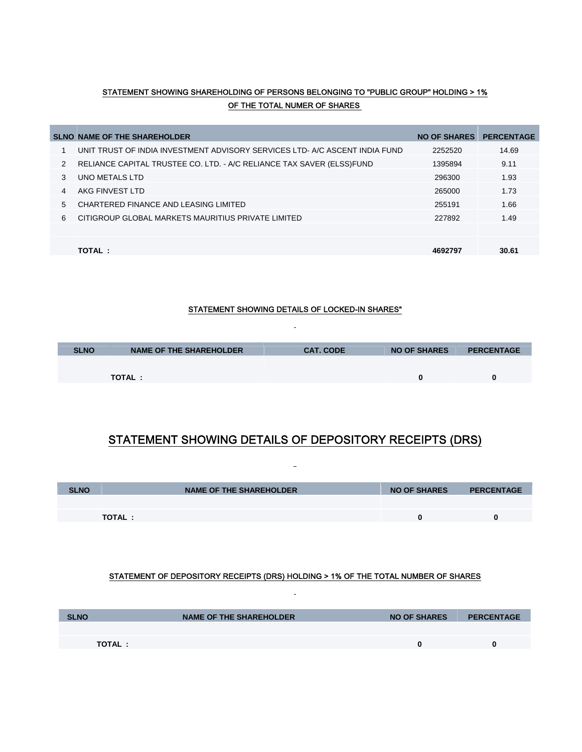**STATEMENT SHOWING SHAREHOLDING OF PERSONS BELONGING TO "PUBLIC GROUP" HOLDING > 1% OF THE TOTAL NUMER OF SHARES**

| SLNO | NAME OF THE SHAREHOLDER | NO OF SHARES | PERCENTAGE |
|---|---|---|---|
| 1 | UNIT TRUST OF INDIA INVESTMENT ADVISORY SERVICES LTD- A/C ASCENT INDIA FUND | 2252520 | 14.69 |
| 2 | RELIANCE CAPITAL TRUSTEE CO. LTD. - A/C RELIANCE TAX SAVER (ELSS)FUND | 1395894 | 9.11 |
| 3 | UNO METALS LTD | 296300 | 1.93 |
| 4 | AKG FINVEST LTD | 265000 | 1.73 |
| 5 | CHARTERED FINANCE AND LEASING LIMITED | 255191 | 1.66 |
| 6 | CITIGROUP GLOBAL MARKETS MAURITIUS PRIVATE LIMITED | 227892 | 1.49 |
| | | | |
| | **TOTAL :** | **4692797** | **30.61** |

**STATEMENT SHOWING DETAILS OF LOCKED-IN SHARES"**

| SLNO | NAME OF THE SHAREHOLDER | CAT. CODE | NO OF SHARES | PERCENTAGE |
|---|---|---|---|---|
| | | | | |
| | **TOTAL :** | | **0** | **0** |

## STATEMENT SHOWING DETAILS OF DEPOSITORY RECEIPTS (DRS)

| SLNO | NAME OF THE SHAREHOLDER | NO OF SHARES | PERCENTAGE |
|---|---|---|---|
| | | | |
| | **TOTAL :** | **0** | **0** |

**STATEMENT OF DEPOSITORY RECEIPTS (DRS) HOLDING > 1% OF THE TOTAL NUMBER OF SHARES**

| SLNO | NAME OF THE SHAREHOLDER | NO OF SHARES | PERCENTAGE |
|---|---|---|---|
| | | | |
| | **TOTAL :** | **0** | **0** |